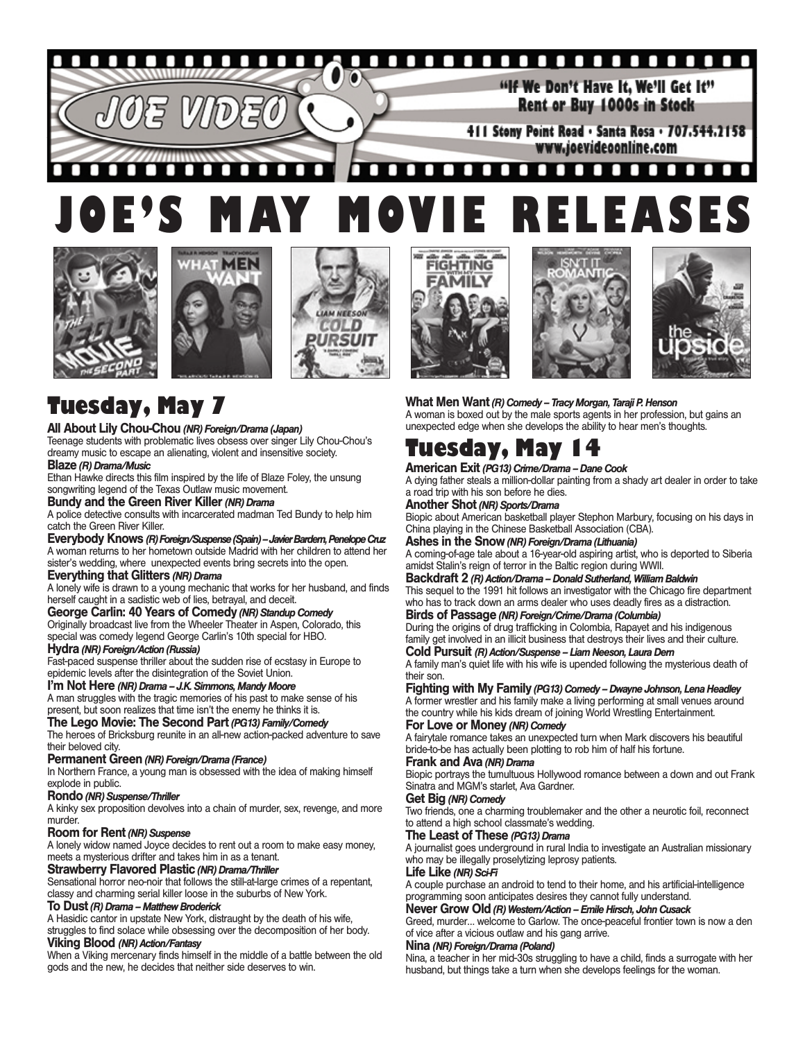JOE VIDEO

"If We Don't Have It, We'll Get It"
Rent or Buy 1000s in Stock

411 Stony Point Road • Santa Rosa • 707.544.2158
www.joevideoonline.com

# JOE'S MAY MOVIE RELEASES

## Tuesday, May 7

**All About Lily Chou-Chou** ***(NR) Foreign/Drama (Japan)***
Teenage students with problematic lives obsess over singer Lily Chou-Chou's dreamy music to escape an alienating, violent and insensitive society.

**Blaze** ***(R) Drama/Music***
Ethan Hawke directs this film inspired by the life of Blaze Foley, the unsung songwriting legend of the Texas Outlaw music movement.

**Bundy and the Green River Killer** ***(NR) Drama***
A police detective consults with incarcerated madman Ted Bundy to help him catch the Green River Killer.

**Everybody Knows** ***(R) Foreign/Suspense (Spain) – Javier Bardem, Penelope Cruz***
A woman returns to her hometown outside Madrid with her children to attend her sister's wedding, where unexpected events bring secrets into the open.

**Everything that Glitters** ***(NR) Drama***
A lonely wife is drawn to a young mechanic that works for her husband, and finds herself caught in a sadistic web of lies, betrayal, and deceit.

**George Carlin: 40 Years of Comedy** ***(NR) Standup Comedy***
Originally broadcast live from the Wheeler Theater in Aspen, Colorado, this special was comedy legend George Carlin's 10th special for HBO.

**Hydra** ***(NR) Foreign/Action (Russia)***
Fast-paced suspense thriller about the sudden rise of ecstasy in Europe to epidemic levels after the disintegration of the Soviet Union.

**I'm Not Here** ***(NR) Drama – J.K. Simmons, Mandy Moore***
A man struggles with the tragic memories of his past to make sense of his present, but soon realizes that time isn't the enemy he thinks it is.

**The Lego Movie: The Second Part** ***(PG13) Family/Comedy***
The heroes of Bricksburg reunite in an all-new action-packed adventure to save their beloved city.

**Permanent Green** ***(NR) Foreign/Drama (France)***
In Northern France, a young man is obsessed with the idea of making himself explode in public.

**Rondo** ***(NR) Suspense/Thriller***
A kinky sex proposition devolves into a chain of murder, sex, revenge, and more murder.

**Room for Rent** ***(NR) Suspense***
A lonely widow named Joyce decides to rent out a room to make easy money, meets a mysterious drifter and takes him in as a tenant.

**Strawberry Flavored Plastic** ***(NR) Drama/Thriller***
Sensational horror neo-noir that follows the still-at-large crimes of a repentant, classy and charming serial killer loose in the suburbs of New York.

**To Dust** ***(R) Drama – Matthew Broderick***
A Hasidic cantor in upstate New York, distraught by the death of his wife, struggles to find solace while obsessing over the decomposition of her body.

**Viking Blood** ***(NR) Action/Fantasy***
When a Viking mercenary finds himself in the middle of a battle between the old gods and the new, he decides that neither side deserves to win.

**What Men Want** ***(R) Comedy – Tracy Morgan, Taraji P. Henson***
A woman is boxed out by the male sports agents in her profession, but gains an unexpected edge when she develops the ability to hear men's thoughts.

## Tuesday, May 14

**American Exit** ***(PG13) Crime/Drama – Dane Cook***
A dying father steals a million-dollar painting from a shady art dealer in order to take a road trip with his son before he dies.

**Another Shot** ***(NR) Sports/Drama***
Biopic about American basketball player Stephon Marbury, focusing on his days in China playing in the Chinese Basketball Association (CBA).

**Ashes in the Snow** ***(NR) Foreign/Drama (Lithuania)***
A coming-of-age tale about a 16-year-old aspiring artist, who is deported to Siberia amidst Stalin's reign of terror in the Baltic region during WWII.

**Backdraft 2** ***(R) Action/Drama – Donald Sutherland, William Baldwin***
This sequel to the 1991 hit follows an investigator with the Chicago fire department who has to track down an arms dealer who uses deadly fires as a distraction.

**Birds of Passage** ***(NR) Foreign/Crime/Drama (Columbia)***
During the origins of drug trafficking in Colombia, Rapayet and his indigenous family get involved in an illicit business that destroys their lives and their culture.

**Cold Pursuit** ***(R) Action/Suspense – Liam Neeson, Laura Dern***
A family man's quiet life with his wife is upended following the mysterious death of their son.

**Fighting with My Family** ***(PG13) Comedy – Dwayne Johnson, Lena Headley***
A former wrestler and his family make a living performing at small venues around the country while his kids dream of joining World Wrestling Entertainment.

**For Love or Money** ***(NR) Comedy***
A fairytale romance takes an unexpected turn when Mark discovers his beautiful bride-to-be has actually been plotting to rob him of half his fortune.

**Frank and Ava** ***(NR) Drama***
Biopic portrays the tumultuous Hollywood romance between a down and out Frank Sinatra and MGM's starlet, Ava Gardner.

**Get Big** ***(NR) Comedy***
Two friends, one a charming troublemaker and the other a neurotic foil, reconnect to attend a high school classmate's wedding.

**The Least of These** ***(PG13) Drama***
A journalist goes underground in rural India to investigate an Australian missionary who may be illegally proselytizing leprosy patients.

**Life Like** ***(NR) Sci-Fi***
A couple purchase an android to tend to their home, and his artificial-intelligence programming soon anticipates desires they cannot fully understand.

**Never Grow Old** ***(R) Western/Action – Emile Hirsch, John Cusack***
Greed, murder... welcome to Garlow. The once-peaceful frontier town is now a den of vice after a vicious outlaw and his gang arrive.

**Nina** ***(NR) Foreign/Drama (Poland)***
Nina, a teacher in her mid-30s struggling to have a child, finds a surrogate with her husband, but things take a turn when she develops feelings for the woman.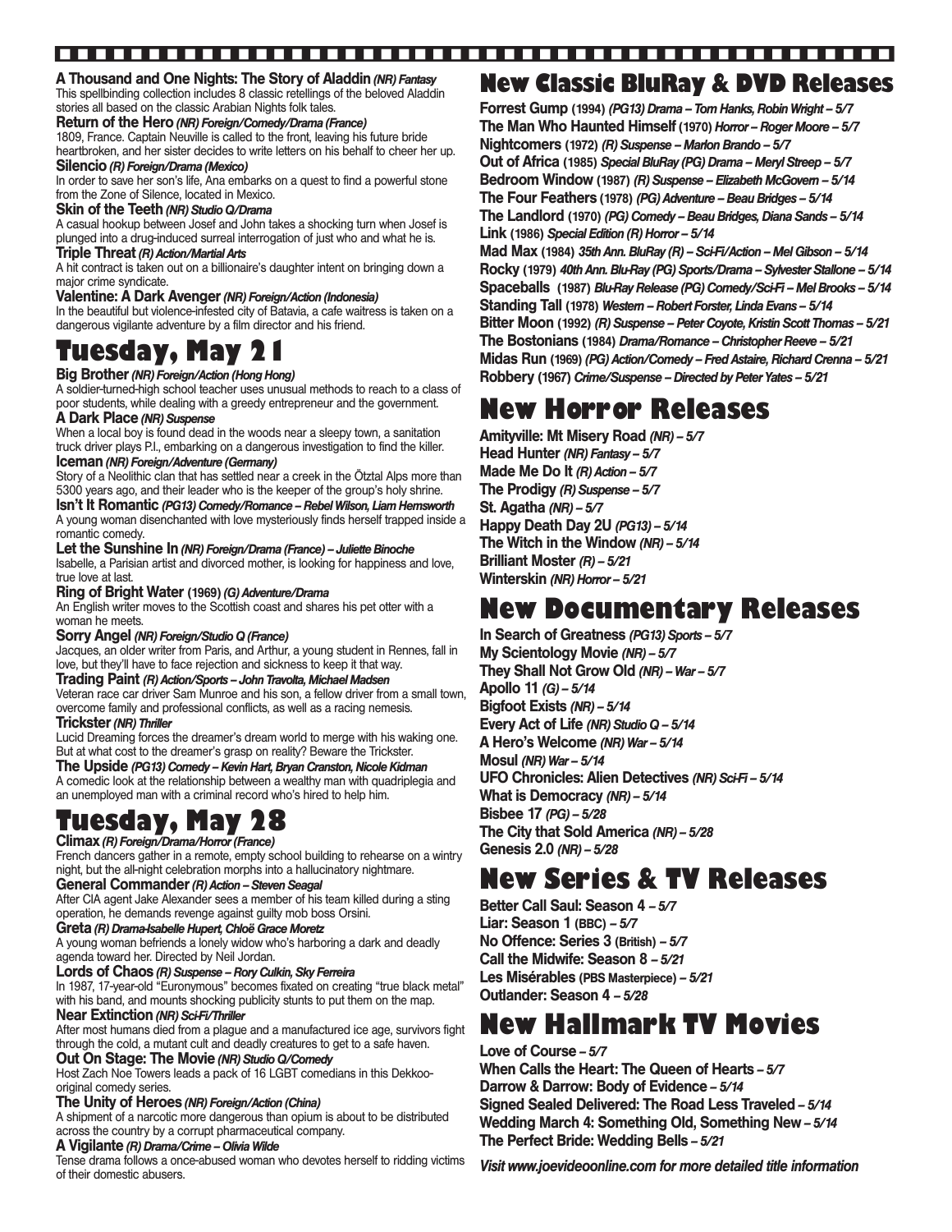**A Thousand and One Nights: The Story of Aladdin** *(NR) Fantasy*
This spellbinding collection includes 8 classic retellings of the beloved Aladdin stories all based on the classic Arabian Nights folk tales.

**Return of the Hero** *(NR) Foreign/Comedy/Drama (France)*
1809, France. Captain Neuville is called to the front, leaving his future bride heartbroken, and her sister decides to write letters on his behalf to cheer her up.

**Silencio** *(R) Foreign/Drama (Mexico)*
In order to save her son's life, Ana embarks on a quest to find a powerful stone from the Zone of Silence, located in Mexico.

**Skin of the Teeth** *(NR) Studio Q/Drama*
A casual hookup between Josef and John takes a shocking turn when Josef is plunged into a drug-induced surreal interrogation of just who and what he is.

**Triple Threat** *(R) Action/Martial Arts*
A hit contract is taken out on a billionaire's daughter intent on bringing down a major crime syndicate.

**Valentine: A Dark Avenger** *(NR) Foreign/Action (Indonesia)*
In the beautiful but violence-infested city of Batavia, a cafe waitress is taken on a dangerous vigilante adventure by a film director and his friend.

# Tuesday, May 21

**Big Brother** *(NR) Foreign/Action (Hong Hong)*
A soldier-turned-high school teacher uses unusual methods to reach to a class of poor students, while dealing with a greedy entrepreneur and the government.

**A Dark Place** *(NR) Suspense*
When a local boy is found dead in the woods near a sleepy town, a sanitation truck driver plays P.I., embarking on a dangerous investigation to find the killer.

**Iceman** *(NR) Foreign/Adventure (Germany)*
Story of a Neolithic clan that has settled near a creek in the Ötztal Alps more than 5300 years ago, and their leader who is the keeper of the group's holy shrine.

**Isn't It Romantic** *(PG13) Comedy/Romance – Rebel Wilson, Liam Hemsworth*
A young woman disenchanted with love mysteriously finds herself trapped inside a romantic comedy.

**Let the Sunshine In** *(NR) Foreign/Drama (France) – Juliette Binoche*
Isabelle, a Parisian artist and divorced mother, is looking for happiness and love, true love at last.

**Ring of Bright Water** **(1969)** *(G) Adventure/Drama*
An English writer moves to the Scottish coast and shares his pet otter with a woman he meets.

**Sorry Angel** *(NR) Foreign/Studio Q (France)*
Jacques, an older writer from Paris, and Arthur, a young student in Rennes, fall in love, but they'll have to face rejection and sickness to keep it that way.

**Trading Paint** *(R) Action/Sports – John Travolta, Michael Madsen*
Veteran race car driver Sam Munroe and his son, a fellow driver from a small town, overcome family and professional conflicts, as well as a racing nemesis.

**Trickster** *(NR) Thriller*
Lucid Dreaming forces the dreamer's dream world to merge with his waking one. But at what cost to the dreamer's grasp on reality? Beware the Trickster.

**The Upside** *(PG13) Comedy – Kevin Hart, Bryan Cranston, Nicole Kidman*
A comedic look at the relationship between a wealthy man with quadriplegia and an unemployed man with a criminal record who's hired to help him.

# Tuesday, May 28

**Climax** *(R) Foreign/Drama/Horror (France)*
French dancers gather in a remote, empty school building to rehearse on a wintry night, but the all-night celebration morphs into a hallucinatory nightmare.

**General Commander** *(R) Action – Steven Seagal*
After CIA agent Jake Alexander sees a member of his team killed during a sting operation, he demands revenge against guilty mob boss Orsini.

**Greta** *(R) Drama-Isabelle Hupert, Chloë Grace Moretz*
A young woman befriends a lonely widow who's harboring a dark and deadly agenda toward her. Directed by Neil Jordan.

**Lords of Chaos** *(R) Suspense – Rory Culkin, Sky Ferreira*
In 1987, 17-year-old "Euronymous" becomes fixated on creating "true black metal" with his band, and mounts shocking publicity stunts to put them on the map.

**Near Extinction** *(NR) Sci-Fi/Thriller*
After most humans died from a plague and a manufactured ice age, survivors fight through the cold, a mutant cult and deadly creatures to get to a safe haven.

**Out On Stage: The Movie** *(NR) Studio Q/Comedy*
Host Zach Noe Towers leads a pack of 16 LGBT comedians in this Dekkoo-original comedy series.

**The Unity of Heroes** *(NR) Foreign/Action (China)*
A shipment of a narcotic more dangerous than opium is about to be distributed across the country by a corrupt pharmaceutical company.

**A Vigilante** *(R) Drama/Crime – Olivia Wilde*
Tense drama follows a once-abused woman who devotes herself to ridding victims of their domestic abusers.

# New Classic BluRay & DVD Releases

**Forrest Gump (1994)** *(PG13) Drama – Tom Hanks, Robin Wright – 5/7*
**The Man Who Haunted Himself (1970)** *Horror – Roger Moore – 5/7*
**Nightcomers (1972)** *(R) Suspense – Marlon Brando – 5/7*
**Out of Africa (1985)** *Special BluRay (PG) Drama – Meryl Streep – 5/7*
**Bedroom Window (1987)** *(R) Suspense – Elizabeth McGovern – 5/14*
**The Four Feathers (1978)** *(PG) Adventure – Beau Bridges – 5/14*
**The Landlord (1970)** *(PG) Comedy – Beau Bridges, Diana Sands – 5/14*
**Link (1986)** *Special Edition (R) Horror – 5/14*
**Mad Max (1984)** *35th Ann. BluRay (R) – Sci-Fi/Action – Mel Gibson – 5/14*
**Rocky (1979)** *40th Ann. Blu-Ray (PG) Sports/Drama – Sylvester Stallone – 5/14*
**Spaceballs (1987)** *Blu-Ray Release (PG) Comedy/Sci-Fi – Mel Brooks – 5/14*
**Standing Tall (1978)** *Western – Robert Forster, Linda Evans – 5/14*
**Bitter Moon (1992)** *(R) Suspense – Peter Coyote, Kristin Scott Thomas – 5/21*
**The Bostonians (1984)** *Drama/Romance – Christopher Reeve – 5/21*
**Midas Run (1969)** *(PG) Action/Comedy – Fred Astaire, Richard Crenna – 5/21*
**Robbery (1967)** *Crime/Suspense – Directed by Peter Yates – 5/21*

# New Horror Releases

**Amityville: Mt Misery Road** *(NR) – 5/7*
**Head Hunter** *(NR) Fantasy – 5/7*
**Made Me Do It** *(R) Action – 5/7*
**The Prodigy** *(R) Suspense – 5/7*
**St. Agatha** *(NR) – 5/7*
**Happy Death Day 2U** *(PG13) – 5/14*
**The Witch in the Window** *(NR) – 5/14*
**Brilliant Moster** *(R) – 5/21*
**Winterskin** *(NR) Horror – 5/21*

# New Documentary Releases

**In Search of Greatness** *(PG13) Sports – 5/7*
**My Scientology Movie** *(NR) – 5/7*
**They Shall Not Grow Old** *(NR) – War – 5/7*
**Apollo 11** *(G) – 5/14*
**Bigfoot Exists** *(NR) – 5/14*
**Every Act of Life** *(NR) Studio Q – 5/14*
**A Hero's Welcome** *(NR) War – 5/14*
**Mosul** *(NR) War – 5/14*
**UFO Chronicles: Alien Detectives** *(NR) Sci-Fi – 5/14*
**What is Democracy** *(NR) – 5/14*
**Bisbee 17** *(PG) – 5/28*
**The City that Sold America** *(NR) – 5/28*
**Genesis 2.0** *(NR) – 5/28*

# New Series & TV Releases

**Better Call Saul: Season 4** *– 5/7*
**Liar: Season 1 (BBC)** *– 5/7*
**No Offence: Series 3 (British)** *– 5/7*
**Call the Midwife: Season 8** *– 5/21*
**Les Misérables (PBS Masterpiece)** *– 5/21*
**Outlander: Season 4** *– 5/28*

# New Hallmark TV Movies

**Love of Course** *– 5/7*
**When Calls the Heart: The Queen of Hearts** *– 5/7*
**Darrow & Darrow: Body of Evidence** *– 5/14*
**Signed Sealed Delivered: The Road Less Traveled** *– 5/14*
**Wedding March 4: Something Old, Something New** *– 5/14*
**The Perfect Bride: Wedding Bells** *– 5/21*

***Visit www.joevideoonline.com for more detailed title information***